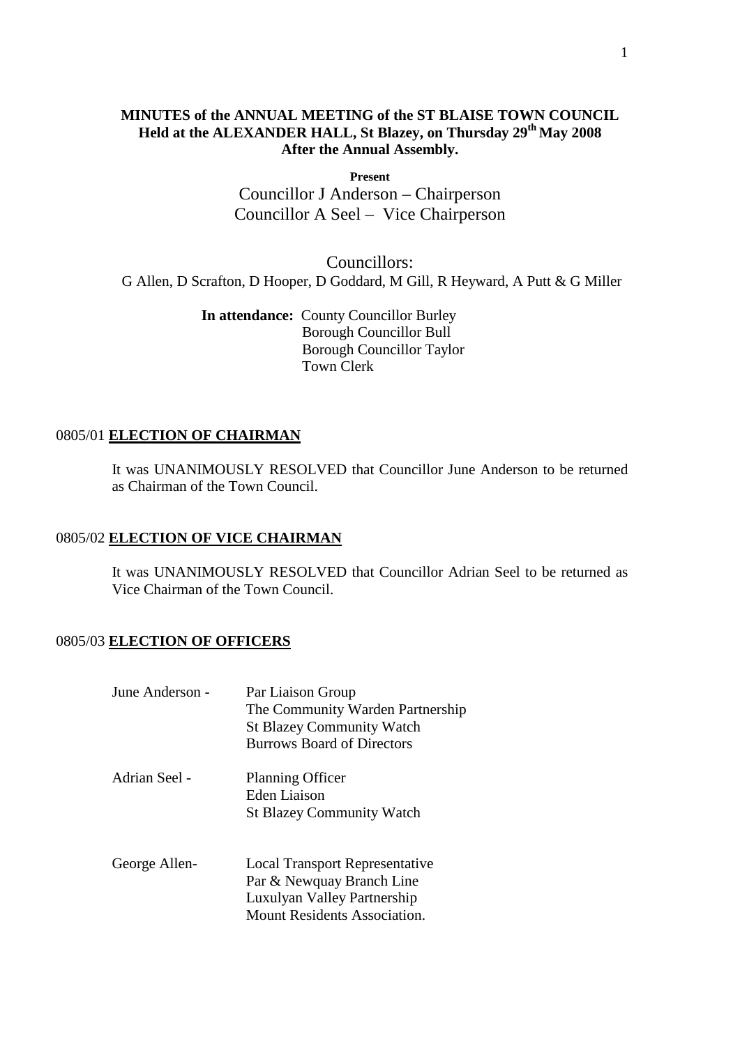# MINUTES of the ANNUAL MEETING of the ST BLAISE TOWN COUNCIL
## Held at the ALEXANDER HALL, St Blazey, on Thursday 29th May 2008
## After the Annual Assembly.

**Present**

Councillor J Anderson – Chairperson
Councillor A Seel – Vice Chairperson

Councillors:
G Allen, D Scrafton, D Hooper, D Goddard, M Gill, R Heyward, A Putt & G Miller

**In attendance:** County Councillor Burley
Borough Councillor Bull
Borough Councillor Taylor
Town Clerk

### 0805/01 ELECTION OF CHAIRMAN

It was UNANIMOUSLY RESOLVED that Councillor June Anderson to be returned as Chairman of the Town Council.

### 0805/02 ELECTION OF VICE CHAIRMAN

It was UNANIMOUSLY RESOLVED that Councillor Adrian Seel to be returned as Vice Chairman of the Town Council.

### 0805/03 ELECTION OF OFFICERS

June Anderson -
- Par Liaison Group
- The Community Warden Partnership
- St Blazey Community Watch
- Burrows Board of Directors

Adrian Seel -
- Planning Officer
- Eden Liaison
- St Blazey Community Watch

George Allen-
- Local Transport Representative
- Par & Newquay Branch Line
- Luxulyan Valley Partnership
- Mount Residents Association.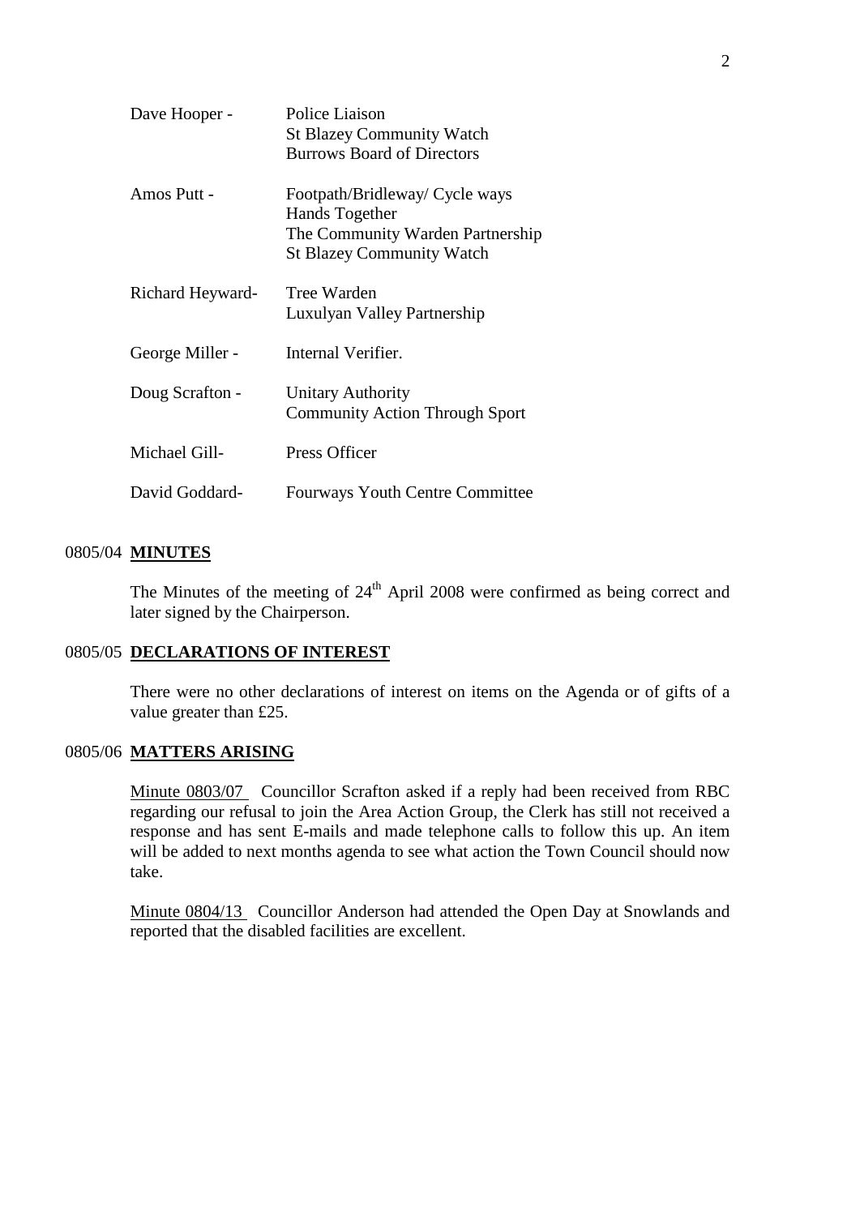| | |
|---|---|
| Dave Hooper - | Police Liaison<br>St Blazey Community Watch<br>Burrows Board of Directors |
| Amos Putt - | Footpath/Bridleway/ Cycle ways<br>Hands Together<br>The Community Warden Partnership<br>St Blazey Community Watch |
| Richard Heyward- | Tree Warden<br>Luxulyan Valley Partnership |
| George Miller - | Internal Verifier. |
| Doug Scrafton - | Unitary Authority<br>Community Action Through Sport |
| Michael Gill- | Press Officer |
| David Goddard- | Fourways Youth Centre Committee |

0805/04 **MINUTES**

The Minutes of the meeting of 24th April 2008 were confirmed as being correct and later signed by the Chairperson.

0805/05 **DECLARATIONS OF INTEREST**

There were no other declarations of interest on items on the Agenda or of gifts of a value greater than £25.

0805/06 **MATTERS ARISING**

Minute 0803/07 Councillor Scrafton asked if a reply had been received from RBC regarding our refusal to join the Area Action Group, the Clerk has still not received a response and has sent E-mails and made telephone calls to follow this up. An item will be added to next months agenda to see what action the Town Council should now take.

Minute 0804/13 Councillor Anderson had attended the Open Day at Snowlands and reported that the disabled facilities are excellent.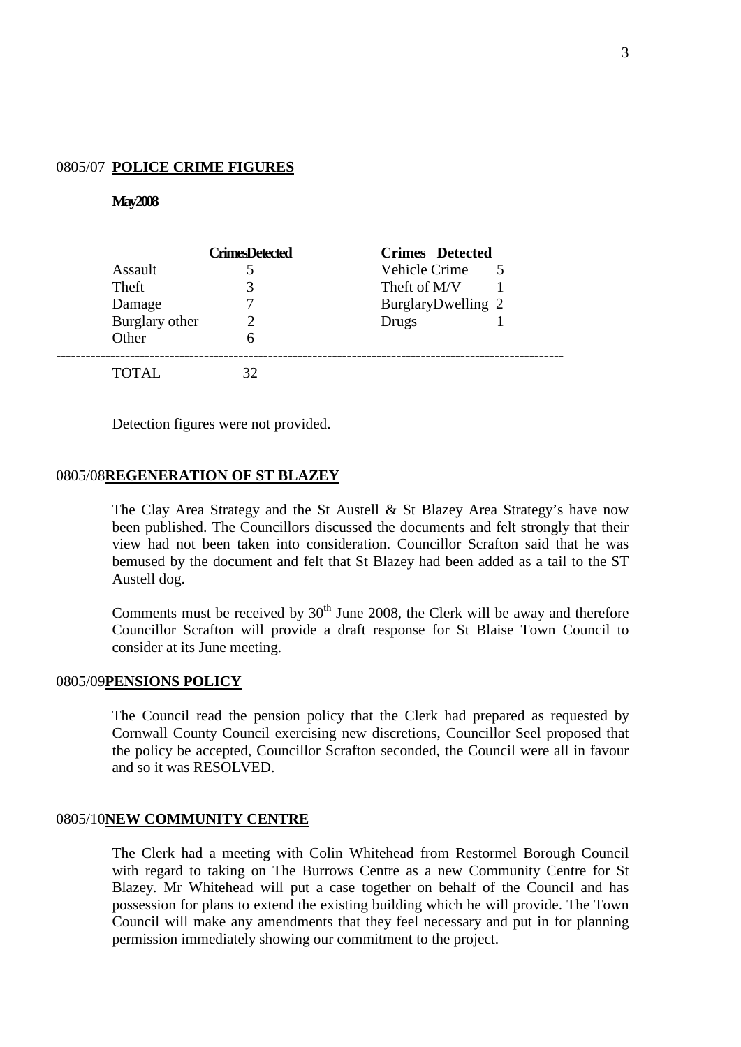0805/07 **POLICE CRIME FIGURES**

**May 2008**

| | **Crimes** | **Detected** | **Crimes** | **Detected** |
|---|---|---|---|---|
| Assault | 5 | | Vehicle Crime | 5 |
| Theft | 3 | | Theft of M/V | 1 |
| Damage | 7 | | BurglaryDwelling | 2 |
| Burglary other | 2 | | Drugs | 1 |
| Other | 6 | | | |
| TOTAL | 32 | | | |

Detection figures were not provided.

0805/08 **REGENERATION OF ST BLAZEY**

The Clay Area Strategy and the St Austell & St Blazey Area Strategy's have now been published. The Councillors discussed the documents and felt strongly that their view had not been taken into consideration. Councillor Scrafton said that he was bemused by the document and felt that St Blazey had been added as a tail to the ST Austell dog.

Comments must be received by 30th June 2008, the Clerk will be away and therefore Councillor Scrafton will provide a draft response for St Blaise Town Council to consider at its June meeting.

0805/09 **PENSIONS POLICY**

The Council read the pension policy that the Clerk had prepared as requested by Cornwall County Council exercising new discretions, Councillor Seel proposed that the policy be accepted, Councillor Scrafton seconded, the Council were all in favour and so it was RESOLVED.

0805/10 **NEW COMMUNITY CENTRE**

The Clerk had a meeting with Colin Whitehead from Restormel Borough Council with regard to taking on The Burrows Centre as a new Community Centre for St Blazey. Mr Whitehead will put a case together on behalf of the Council and has possession for plans to extend the existing building which he will provide. The Town Council will make any amendments that they feel necessary and put in for planning permission immediately showing our commitment to the project.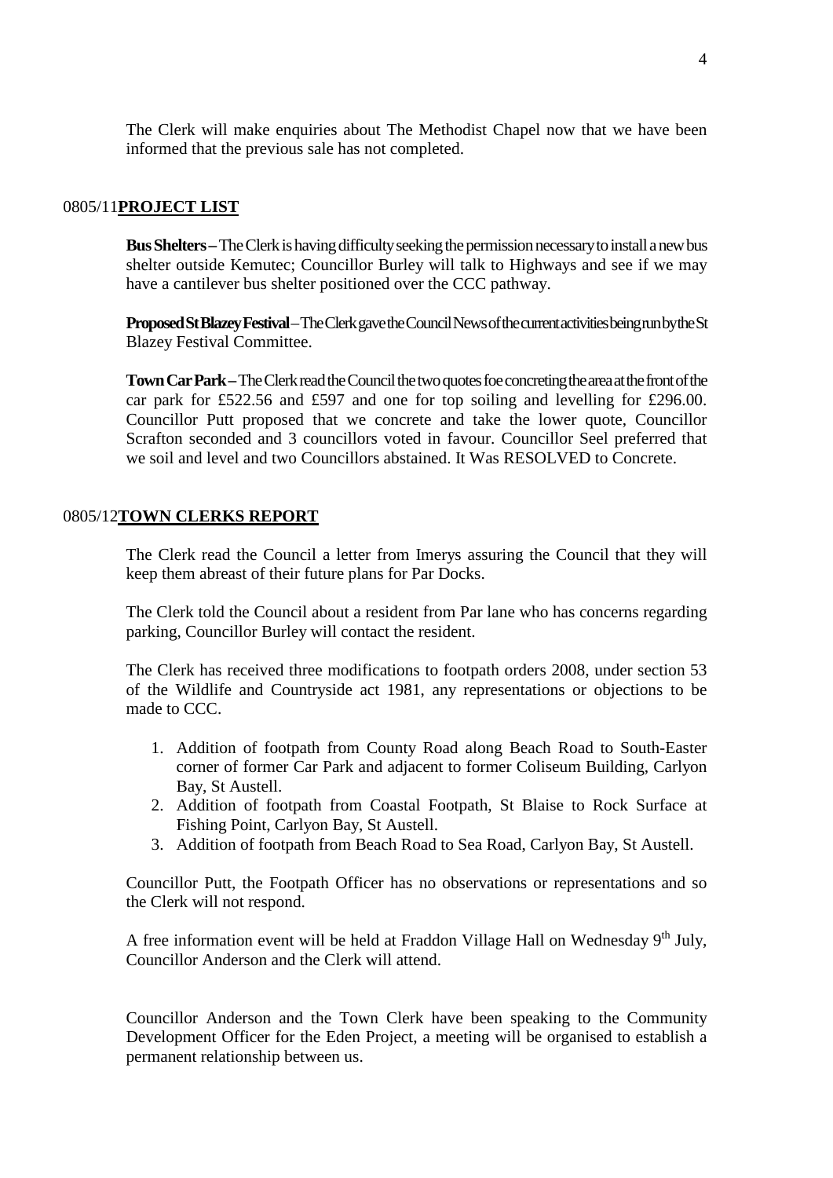The Clerk will make enquiries about The Methodist Chapel now that we have been informed that the previous sale has not completed.

0805/11**PROJECT LIST**

**Bus Shelters –** The Clerk is having difficulty seeking the permission necessary to install a new bus shelter outside Kemutec; Councillor Burley will talk to Highways and see if we may have a cantilever bus shelter positioned over the CCC pathway.

**Proposed St Blazey Festival** – The Clerk gave the Council News of the current activities being run by the St Blazey Festival Committee.

**Town Car Park –** The Clerk read the Council the two quotes foe concreting the area at the front of the car park for £522.56 and £597 and one for top soiling and levelling for £296.00. Councillor Putt proposed that we concrete and take the lower quote, Councillor Scrafton seconded and 3 councillors voted in favour. Councillor Seel preferred that we soil and level and two Councillors abstained. It Was RESOLVED to Concrete.

0805/12**TOWN CLERKS REPORT**

The Clerk read the Council a letter from Imerys assuring the Council that they will keep them abreast of their future plans for Par Docks.

The Clerk told the Council about a resident from Par lane who has concerns regarding parking, Councillor Burley will contact the resident.

The Clerk has received three modifications to footpath orders 2008, under section 53 of the Wildlife and Countryside act 1981, any representations or objections to be made to CCC.

1. Addition of footpath from County Road along Beach Road to South-Easter corner of former Car Park and adjacent to former Coliseum Building, Carlyon Bay, St Austell.
2. Addition of footpath from Coastal Footpath, St Blaise to Rock Surface at Fishing Point, Carlyon Bay, St Austell.
3. Addition of footpath from Beach Road to Sea Road, Carlyon Bay, St Austell.

Councillor Putt, the Footpath Officer has no observations or representations and so the Clerk will not respond.

A free information event will be held at Fraddon Village Hall on Wednesday 9th July, Councillor Anderson and the Clerk will attend.

Councillor Anderson and the Town Clerk have been speaking to the Community Development Officer for the Eden Project, a meeting will be organised to establish a permanent relationship between us.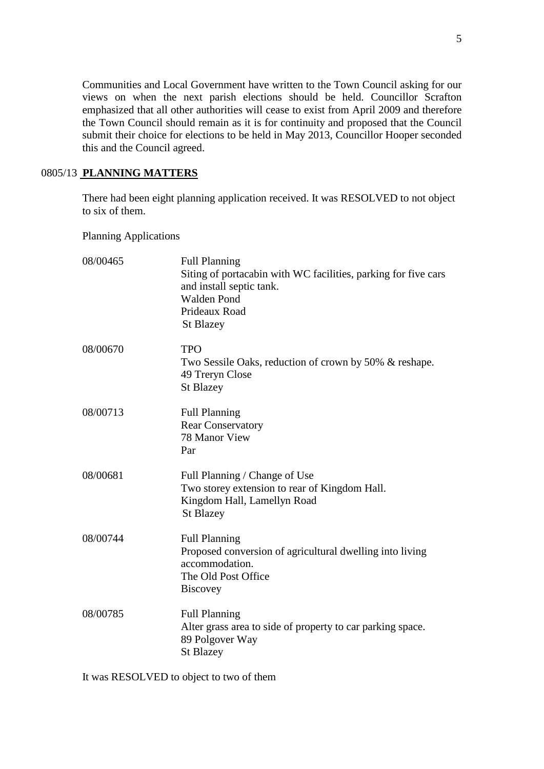Communities and Local Government have written to the Town Council asking for our views on when the next parish elections should be held. Councillor Scrafton emphasized that all other authorities will cease to exist from April 2009 and therefore the Town Council should remain as it is for continuity and proposed that the Council submit their choice for elections to be held in May 2013, Councillor Hooper seconded this and the Council agreed.

0805/13 **PLANNING MATTERS**

There had been eight planning application received. It was RESOLVED to not object to six of them.

Planning Applications

| | |
|---|---|
| 08/00465 | Full Planning<br>Siting of portacabin with WC facilities, parking for five cars and install septic tank.<br>Walden Pond<br>Prideaux Road<br>St Blazey |
| 08/00670 | TPO<br>Two Sessile Oaks, reduction of crown by 50% & reshape.<br>49 Treryn Close<br>St Blazey |
| 08/00713 | Full Planning<br>Rear Conservatory<br>78 Manor View<br>Par |
| 08/00681 | Full Planning / Change of Use<br>Two storey extension to rear of Kingdom Hall.<br>Kingdom Hall, Lamellyn Road<br>St Blazey |
| 08/00744 | Full Planning<br>Proposed conversion of agricultural dwelling into living accommodation.<br>The Old Post Office<br>Biscovey |
| 08/00785 | Full Planning<br>Alter grass area to side of property to car parking space.<br>89 Polgover Way<br>St Blazey |

It was RESOLVED to object to two of them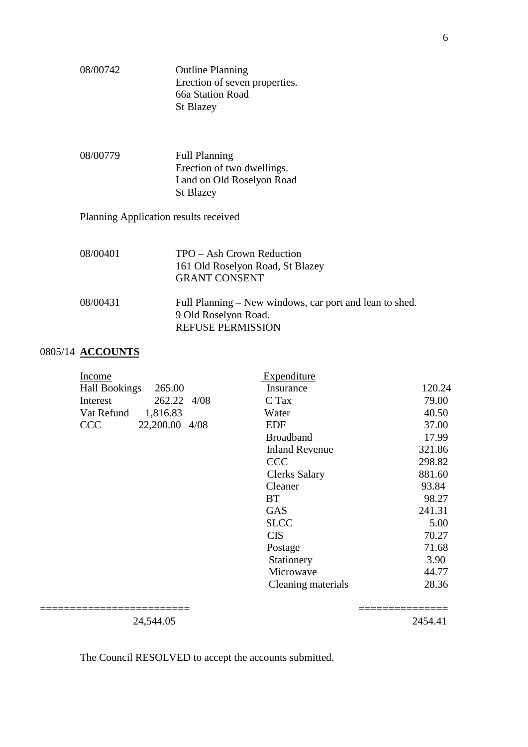| | |
|---|---|
| 08/00742 | Outline Planning<br>Erection of seven properties.<br>66a Station Road<br>St Blazey |
| 08/00779 | Full Planning<br>Erection of two dwellings.<br>Land on Old Roselyon Road<br>St Blazey |

Planning Application results received

| | |
|---|---|
| 08/00401 | TPO – Ash Crown Reduction<br>161 Old Roselyon Road, St Blazey<br>GRANT CONSENT |
| 08/00431 | Full Planning – New windows, car port and lean to shed.<br>9 Old Roselyon Road.<br>REFUSE PERMISSION |

## 0805/14 **ACCOUNTS**

| Income | | | Expenditure | |
|---|---|---|---|---|
| Hall Bookings | 265.00 | | Insurance | 120.24 |
| Interest | 262.22 | 4/08 | C Tax | 79.00 |
| Vat Refund | 1,816.83 | | Water | 40.50 |
| CCC | 22,200.00 | 4/08 | EDF | 37.00 |
| | | | Broadband | 17.99 |
| | | | Inland Revenue | 321.86 |
| | | | CCC | 298.82 |
| | | | Clerks Salary | 881.60 |
| | | | Cleaner | 93.84 |
| | | | BT | 98.27 |
| | | | GAS | 241.31 |
| | | | SLCC | 5.00 |
| | | | CIS | 70.27 |
| | | | Postage | 71.68 |
| | | | Stationery | 3.90 |
| | | | Microwave | 44.77 |
| | | | Cleaning materials | 28.36 |
| | 24,544.05 | | | 2454.41 |

The Council RESOLVED to accept the accounts submitted.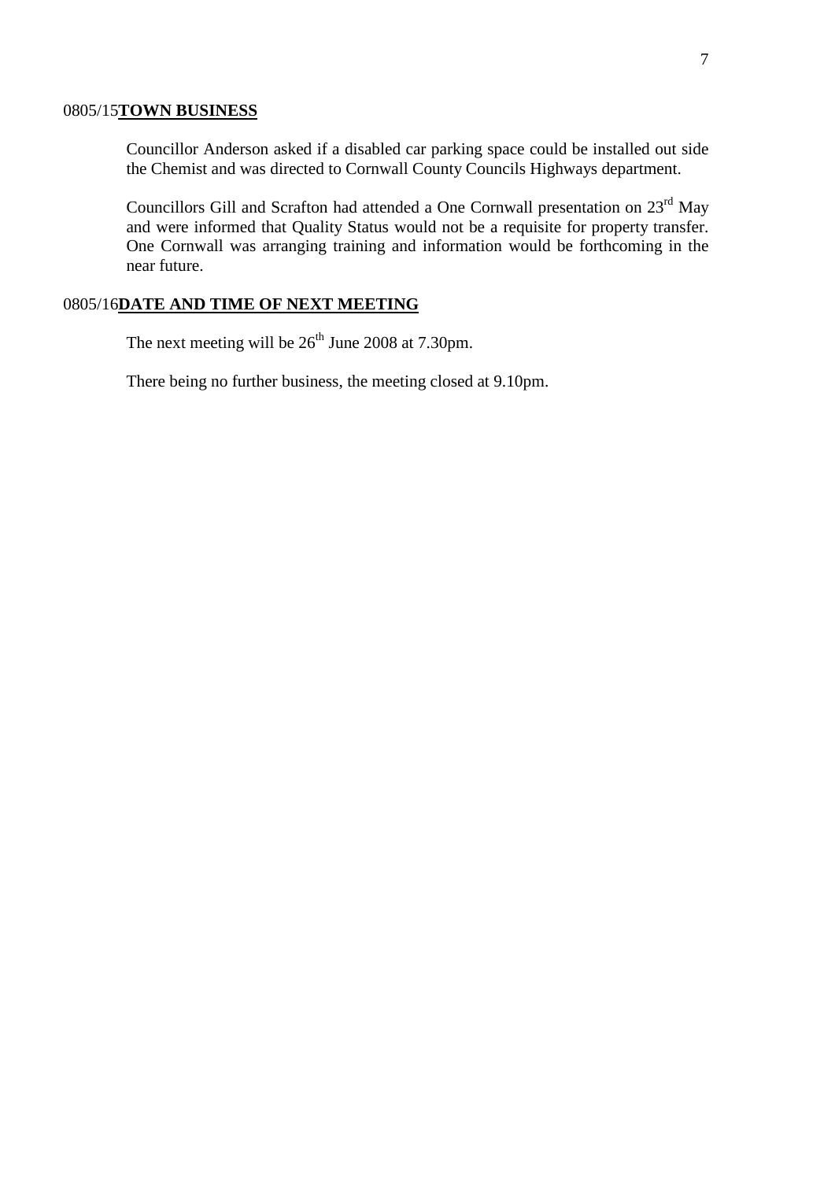0805/15 **TOWN BUSINESS**

Councillor Anderson asked if a disabled car parking space could be installed out side the Chemist and was directed to Cornwall County Councils Highways department.

Councillors Gill and Scrafton had attended a One Cornwall presentation on 23rd May and were informed that Quality Status would not be a requisite for property transfer. One Cornwall was arranging training and information would be forthcoming in the near future.

0805/16 **DATE AND TIME OF NEXT MEETING**

The next meeting will be 26th June 2008 at 7.30pm.

There being no further business, the meeting closed at 9.10pm.